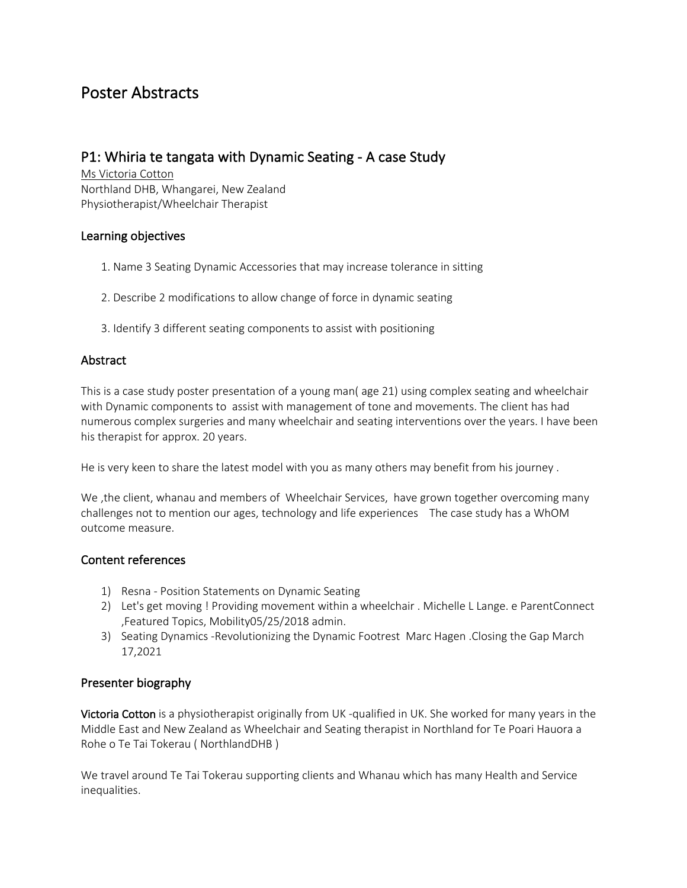# Poster Abstracts

## P1: Whiria te tangata with Dynamic Seating - A case Study

Ms Victoria Cotton
Northland DHB, Whangarei, New Zealand
Physiotherapist/Wheelchair Therapist

### Learning objectives

1. Name 3 Seating Dynamic Accessories that may increase tolerance in sitting

2. Describe 2 modifications to allow change of force in dynamic seating

3. Identify 3 different seating components to assist with positioning

### Abstract

This is a case study poster presentation of a young man( age 21) using complex seating and wheelchair with Dynamic components to assist with management of tone and movements. The client has had numerous complex surgeries and many wheelchair and seating interventions over the years. I have been his therapist for approx. 20 years.

He is very keen to share the latest model with you as many others may benefit from his journey .

We ,the client, whanau and members of Wheelchair Services, have grown together overcoming many challenges not to mention our ages, technology and life experiences The case study has a WhOM outcome measure.

### Content references

1) Resna - Position Statements on Dynamic Seating
2) Let's get moving ! Providing movement within a wheelchair . Michelle L Lange. e ParentConnect ,Featured Topics, Mobility05/25/2018 admin.
3) Seating Dynamics -Revolutionizing the Dynamic Footrest Marc Hagen .Closing the Gap March 17,2021

### Presenter biography

**Victoria Cotton** is a physiotherapist originally from UK -qualified in UK. She worked for many years in the Middle East and New Zealand as Wheelchair and Seating therapist in Northland for Te Poari Hauora a Rohe o Te Tai Tokerau ( NorthlandDHB )

We travel around Te Tai Tokerau supporting clients and Whanau which has many Health and Service inequalities.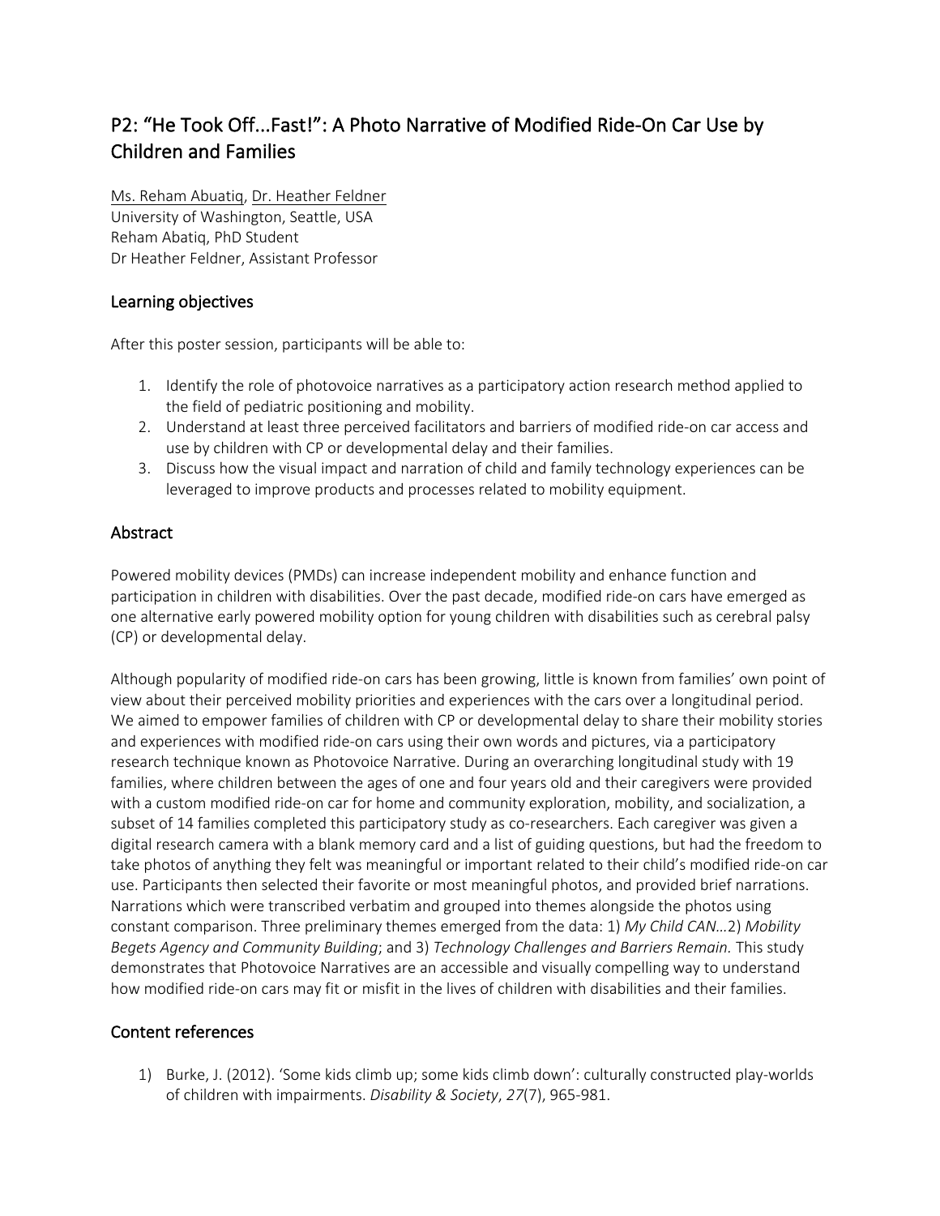## P2: “He Took Off...Fast!”: A Photo Narrative of Modified Ride-On Car Use by Children and Families

Ms. Reham Abuatiq, Dr. Heather Feldner
University of Washington, Seattle, USA
Reham Abatiq, PhD Student
Dr Heather Feldner, Assistant Professor

### Learning objectives

After this poster session, participants will be able to:

1. Identify the role of photovoice narratives as a participatory action research method applied to the field of pediatric positioning and mobility.
2. Understand at least three perceived facilitators and barriers of modified ride-on car access and use by children with CP or developmental delay and their families.
3. Discuss how the visual impact and narration of child and family technology experiences can be leveraged to improve products and processes related to mobility equipment.

### Abstract

Powered mobility devices (PMDs) can increase independent mobility and enhance function and participation in children with disabilities. Over the past decade, modified ride-on cars have emerged as one alternative early powered mobility option for young children with disabilities such as cerebral palsy (CP) or developmental delay.

Although popularity of modified ride-on cars has been growing, little is known from families’ own point of view about their perceived mobility priorities and experiences with the cars over a longitudinal period. We aimed to empower families of children with CP or developmental delay to share their mobility stories and experiences with modified ride-on cars using their own words and pictures, via a participatory research technique known as Photovoice Narrative. During an overarching longitudinal study with 19 families, where children between the ages of one and four years old and their caregivers were provided with a custom modified ride-on car for home and community exploration, mobility, and socialization, a subset of 14 families completed this participatory study as co-researchers. Each caregiver was given a digital research camera with a blank memory card and a list of guiding questions, but had the freedom to take photos of anything they felt was meaningful or important related to their child’s modified ride-on car use. Participants then selected their favorite or most meaningful photos, and provided brief narrations. Narrations which were transcribed verbatim and grouped into themes alongside the photos using constant comparison. Three preliminary themes emerged from the data: 1) *My Child CAN…*2) *Mobility Begets Agency and Community Building*; and 3) *Technology Challenges and Barriers Remain.* This study demonstrates that Photovoice Narratives are an accessible and visually compelling way to understand how modified ride-on cars may fit or misfit in the lives of children with disabilities and their families.

### Content references

1) Burke, J. (2012). ‘Some kids climb up; some kids climb down’: culturally constructed play-worlds of children with impairments. *Disability & Society*, *27*(7), 965-981.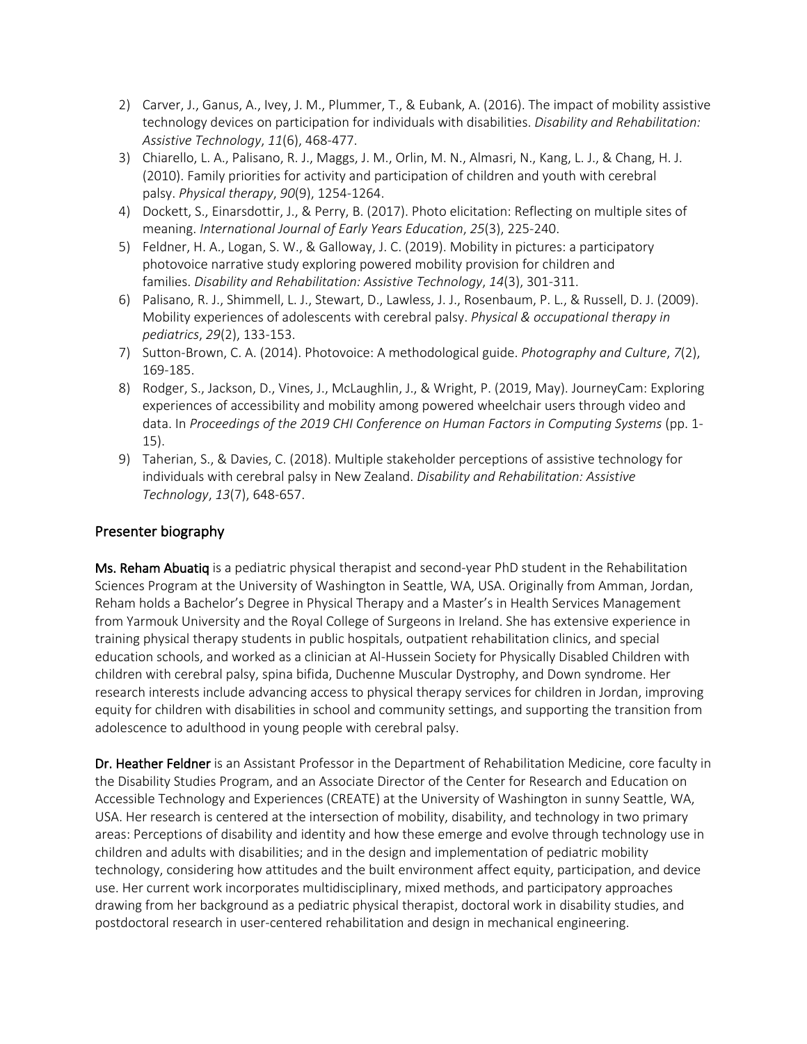2) Carver, J., Ganus, A., Ivey, J. M., Plummer, T., & Eubank, A. (2016). The impact of mobility assistive technology devices on participation for individuals with disabilities. *Disability and Rehabilitation: Assistive Technology*, *11*(6), 468-477.
3) Chiarello, L. A., Palisano, R. J., Maggs, J. M., Orlin, M. N., Almasri, N., Kang, L. J., & Chang, H. J. (2010). Family priorities for activity and participation of children and youth with cerebral palsy. *Physical therapy*, *90*(9), 1254-1264.
4) Dockett, S., Einarsdottir, J., & Perry, B. (2017). Photo elicitation: Reflecting on multiple sites of meaning. *International Journal of Early Years Education*, *25*(3), 225-240.
5) Feldner, H. A., Logan, S. W., & Galloway, J. C. (2019). Mobility in pictures: a participatory photovoice narrative study exploring powered mobility provision for children and families. *Disability and Rehabilitation: Assistive Technology*, *14*(3), 301-311.
6) Palisano, R. J., Shimmell, L. J., Stewart, D., Lawless, J. J., Rosenbaum, P. L., & Russell, D. J. (2009). Mobility experiences of adolescents with cerebral palsy. *Physical & occupational therapy in pediatrics*, *29*(2), 133-153.
7) Sutton-Brown, C. A. (2014). Photovoice: A methodological guide. *Photography and Culture*, *7*(2), 169-185.
8) Rodger, S., Jackson, D., Vines, J., McLaughlin, J., & Wright, P. (2019, May). JourneyCam: Exploring experiences of accessibility and mobility among powered wheelchair users through video and data. In *Proceedings of the 2019 CHI Conference on Human Factors in Computing Systems* (pp. 1-15).
9) Taherian, S., & Davies, C. (2018). Multiple stakeholder perceptions of assistive technology for individuals with cerebral palsy in New Zealand. *Disability and Rehabilitation: Assistive Technology*, *13*(7), 648-657.

## Presenter biography

**Ms. Reham Abuatiq** is a pediatric physical therapist and second-year PhD student in the Rehabilitation Sciences Program at the University of Washington in Seattle, WA, USA. Originally from Amman, Jordan, Reham holds a Bachelor's Degree in Physical Therapy and a Master's in Health Services Management from Yarmouk University and the Royal College of Surgeons in Ireland. She has extensive experience in training physical therapy students in public hospitals, outpatient rehabilitation clinics, and special education schools, and worked as a clinician at Al-Hussein Society for Physically Disabled Children with children with cerebral palsy, spina bifida, Duchenne Muscular Dystrophy, and Down syndrome. Her research interests include advancing access to physical therapy services for children in Jordan, improving equity for children with disabilities in school and community settings, and supporting the transition from adolescence to adulthood in young people with cerebral palsy.

**Dr. Heather Feldner** is an Assistant Professor in the Department of Rehabilitation Medicine, core faculty in the Disability Studies Program, and an Associate Director of the Center for Research and Education on Accessible Technology and Experiences (CREATE) at the University of Washington in sunny Seattle, WA, USA. Her research is centered at the intersection of mobility, disability, and technology in two primary areas: Perceptions of disability and identity and how these emerge and evolve through technology use in children and adults with disabilities; and in the design and implementation of pediatric mobility technology, considering how attitudes and the built environment affect equity, participation, and device use. Her current work incorporates multidisciplinary, mixed methods, and participatory approaches drawing from her background as a pediatric physical therapist, doctoral work in disability studies, and postdoctoral research in user-centered rehabilitation and design in mechanical engineering.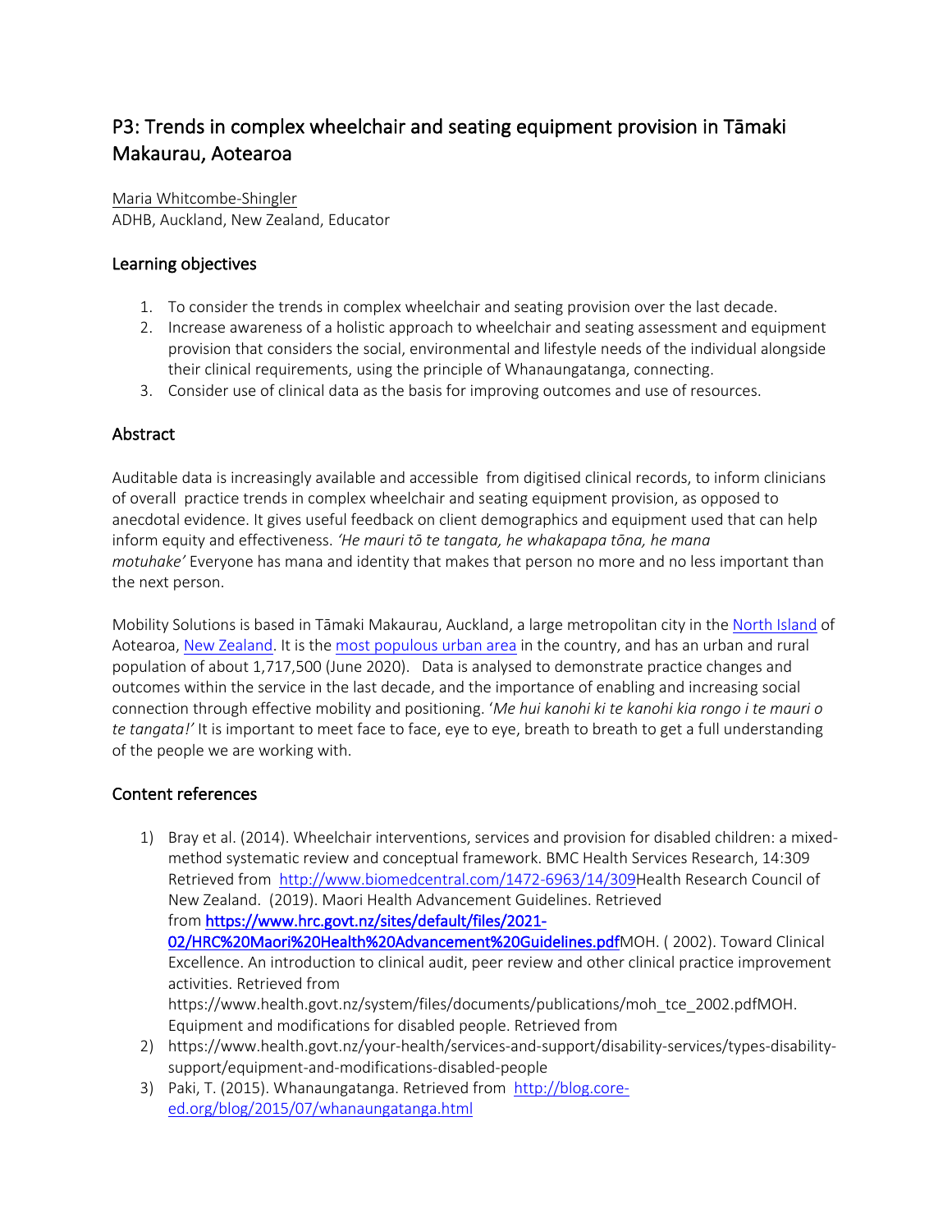## P3: Trends in complex wheelchair and seating equipment provision in Tāmaki Makaurau, Aotearoa

Maria Whitcombe-Shingler
ADHB, Auckland, New Zealand, Educator

### Learning objectives

1. To consider the trends in complex wheelchair and seating provision over the last decade.
2. Increase awareness of a holistic approach to wheelchair and seating assessment and equipment provision that considers the social, environmental and lifestyle needs of the individual alongside their clinical requirements, using the principle of Whanaungatanga, connecting.
3. Consider use of clinical data as the basis for improving outcomes and use of resources.

### Abstract

Auditable data is increasingly available and accessible from digitised clinical records, to inform clinicians of overall practice trends in complex wheelchair and seating equipment provision, as opposed to anecdotal evidence. It gives useful feedback on client demographics and equipment used that can help inform equity and effectiveness. *'He mauri tō te tangata, he whakapapa tōna, he mana motuhake'* Everyone has mana and identity that makes that person no more and no less important than the next person.

Mobility Solutions is based in Tāmaki Makaurau, Auckland, a large metropolitan city in the North Island of Aotearoa, New Zealand. It is the most populous urban area in the country, and has an urban and rural population of about 1,717,500 (June 2020). Data is analysed to demonstrate practice changes and outcomes within the service in the last decade, and the importance of enabling and increasing social connection through effective mobility and positioning. '*Me hui kanohi ki te kanohi kia rongo i te mauri o te tangata!'* It is important to meet face to face, eye to eye, breath to breath to get a full understanding of the people we are working with.

### Content references

1) Bray et al. (2014). Wheelchair interventions, services and provision for disabled children: a mixed-method systematic review and conceptual framework. BMC Health Services Research, 14:309 Retrieved from http://www.biomedcentral.com/1472-6963/14/309Health Research Council of New Zealand. (2019). Maori Health Advancement Guidelines. Retrieved from **https://www.hrc.govt.nz/sites/default/files/2021-02/HRC%20Maori%20Health%20Advancement%20Guidelines.pdf**MOH. ( 2002). Toward Clinical Excellence. An introduction to clinical audit, peer review and other clinical practice improvement activities. Retrieved from https://www.health.govt.nz/system/files/documents/publications/moh_tce_2002.pdfMOH. Equipment and modifications for disabled people. Retrieved from
2) https://www.health.govt.nz/your-health/services-and-support/disability-services/types-disability-support/equipment-and-modifications-disabled-people
3) Paki, T. (2015). Whanaungatanga. Retrieved from http://blog.core-ed.org/blog/2015/07/whanaungatanga.html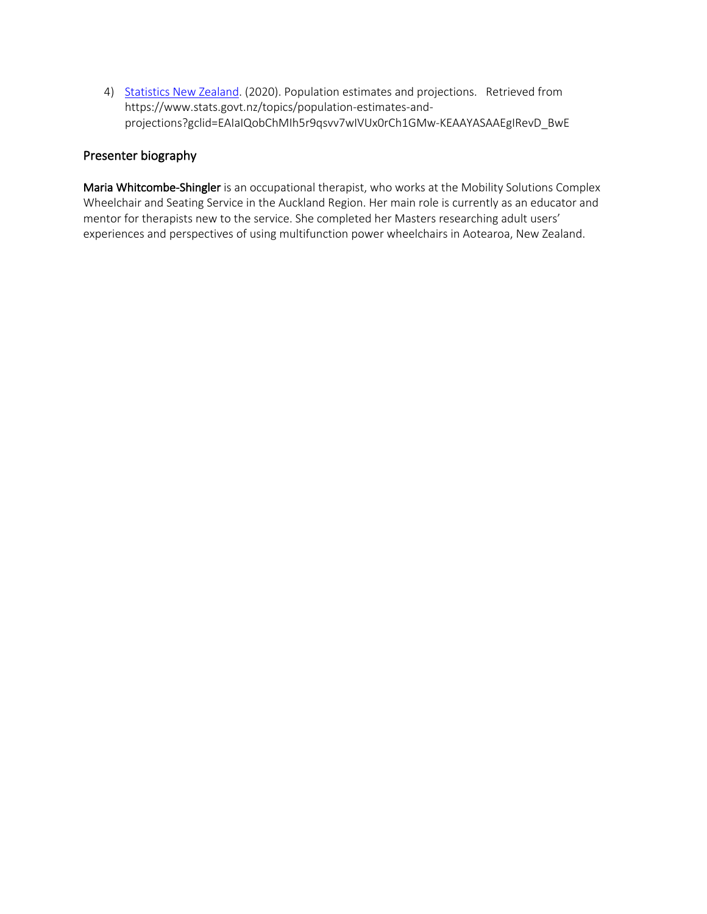4) Statistics New Zealand. (2020). Population estimates and projections.   Retrieved from https://www.stats.govt.nz/topics/population-estimates-and-projections?gclid=EAIaIQobChMIh5r9qsvv7wIVUx0rCh1GMw-KEAAYASAAEgIRevD_BwE

## Presenter biography

**Maria Whitcombe-Shingler** is an occupational therapist, who works at the Mobility Solutions Complex Wheelchair and Seating Service in the Auckland Region. Her main role is currently as an educator and mentor for therapists new to the service. She completed her Masters researching adult users' experiences and perspectives of using multifunction power wheelchairs in Aotearoa, New Zealand.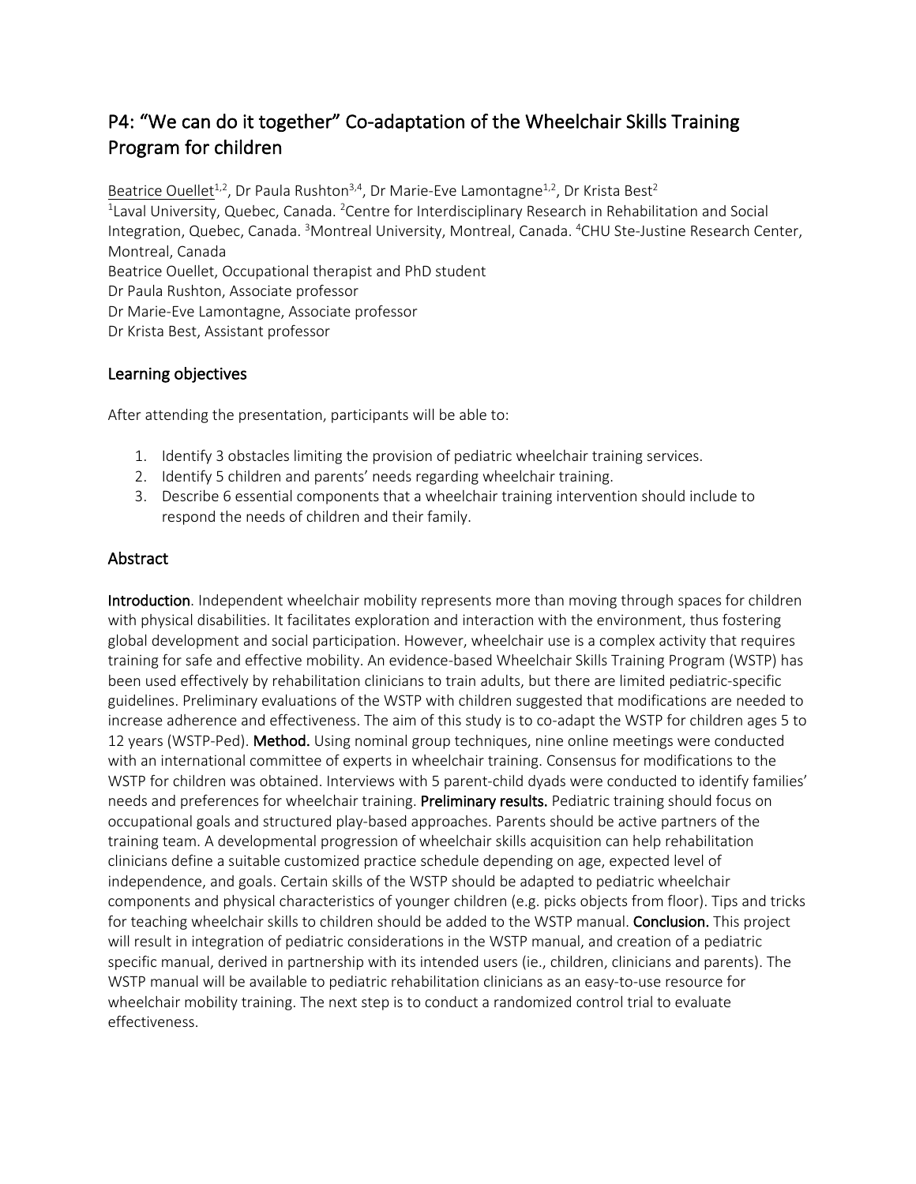# P4: "We can do it together" Co-adaptation of the Wheelchair Skills Training Program for children

Beatrice Ouellet[1,2], Dr Paula Rushton[3,4], Dr Marie-Eve Lamontagne[1,2], Dr Krista Best[2]

[1]Laval University, Quebec, Canada. [2]Centre for Interdisciplinary Research in Rehabilitation and Social Integration, Quebec, Canada. [3]Montreal University, Montreal, Canada. [4]CHU Ste-Justine Research Center, Montreal, Canada

Beatrice Ouellet, Occupational therapist and PhD student

Dr Paula Rushton, Associate professor

Dr Marie-Eve Lamontagne, Associate professor

Dr Krista Best, Assistant professor

## Learning objectives

After attending the presentation, participants will be able to:

1. Identify 3 obstacles limiting the provision of pediatric wheelchair training services.
2. Identify 5 children and parents' needs regarding wheelchair training.
3. Describe 6 essential components that a wheelchair training intervention should include to respond the needs of children and their family.

## Abstract

**Introduction**. Independent wheelchair mobility represents more than moving through spaces for children with physical disabilities. It facilitates exploration and interaction with the environment, thus fostering global development and social participation. However, wheelchair use is a complex activity that requires training for safe and effective mobility. An evidence-based Wheelchair Skills Training Program (WSTP) has been used effectively by rehabilitation clinicians to train adults, but there are limited pediatric-specific guidelines. Preliminary evaluations of the WSTP with children suggested that modifications are needed to increase adherence and effectiveness. The aim of this study is to co-adapt the WSTP for children ages 5 to 12 years (WSTP-Ped). **Method.** Using nominal group techniques, nine online meetings were conducted with an international committee of experts in wheelchair training. Consensus for modifications to the WSTP for children was obtained. Interviews with 5 parent-child dyads were conducted to identify families' needs and preferences for wheelchair training. **Preliminary results.** Pediatric training should focus on occupational goals and structured play-based approaches. Parents should be active partners of the training team. A developmental progression of wheelchair skills acquisition can help rehabilitation clinicians define a suitable customized practice schedule depending on age, expected level of independence, and goals. Certain skills of the WSTP should be adapted to pediatric wheelchair components and physical characteristics of younger children (e.g. picks objects from floor). Tips and tricks for teaching wheelchair skills to children should be added to the WSTP manual. **Conclusion.** This project will result in integration of pediatric considerations in the WSTP manual, and creation of a pediatric specific manual, derived in partnership with its intended users (ie., children, clinicians and parents). The WSTP manual will be available to pediatric rehabilitation clinicians as an easy-to-use resource for wheelchair mobility training. The next step is to conduct a randomized control trial to evaluate effectiveness.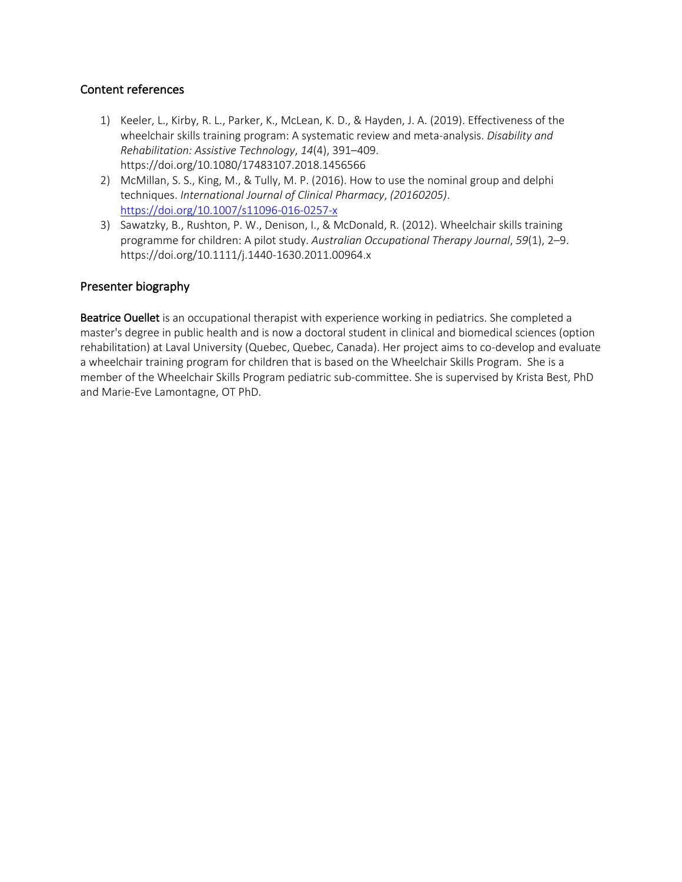## Content references

1) Keeler, L., Kirby, R. L., Parker, K., McLean, K. D., & Hayden, J. A. (2019). Effectiveness of the wheelchair skills training program: A systematic review and meta-analysis. *Disability and Rehabilitation: Assistive Technology*, *14*(4), 391–409. https://doi.org/10.1080/17483107.2018.1456566
2) McMillan, S. S., King, M., & Tully, M. P. (2016). How to use the nominal group and delphi techniques. *International Journal of Clinical Pharmacy*, *(20160205)*. https://doi.org/10.1007/s11096-016-0257-x
3) Sawatzky, B., Rushton, P. W., Denison, I., & McDonald, R. (2012). Wheelchair skills training programme for children: A pilot study. *Australian Occupational Therapy Journal*, *59*(1), 2–9. https://doi.org/10.1111/j.1440-1630.2011.00964.x

## Presenter biography

**Beatrice Ouellet** is an occupational therapist with experience working in pediatrics. She completed a master's degree in public health and is now a doctoral student in clinical and biomedical sciences (option rehabilitation) at Laval University (Quebec, Quebec, Canada). Her project aims to co-develop and evaluate a wheelchair training program for children that is based on the Wheelchair Skills Program. She is a member of the Wheelchair Skills Program pediatric sub-committee. She is supervised by Krista Best, PhD and Marie-Eve Lamontagne, OT PhD.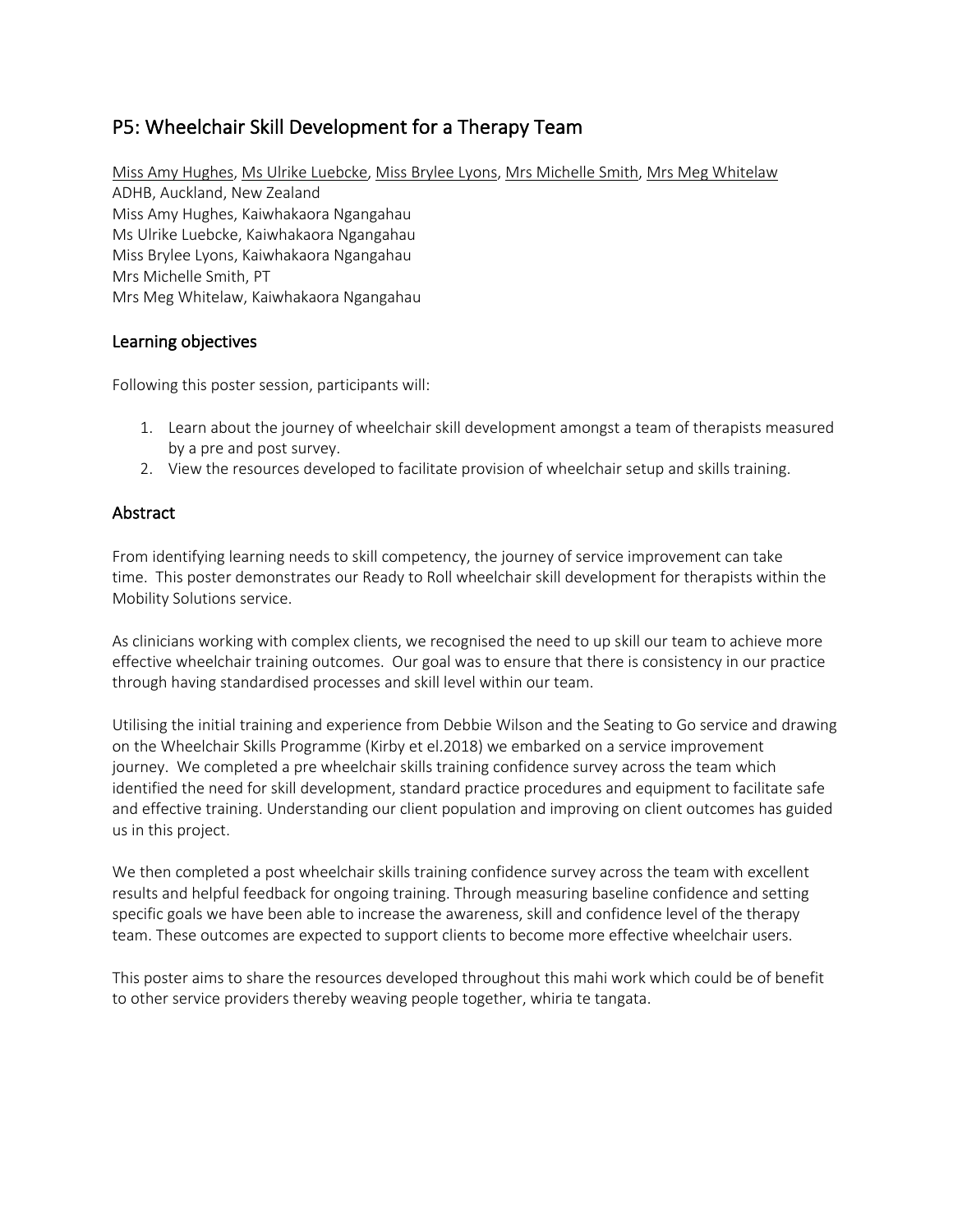## P5: Wheelchair Skill Development for a Therapy Team

Miss Amy Hughes, Ms Ulrike Luebcke, Miss Brylee Lyons, Mrs Michelle Smith, Mrs Meg Whitelaw
ADHB, Auckland, New Zealand
Miss Amy Hughes, Kaiwhakaora Ngangahau
Ms Ulrike Luebcke, Kaiwhakaora Ngangahau
Miss Brylee Lyons, Kaiwhakaora Ngangahau
Mrs Michelle Smith, PT
Mrs Meg Whitelaw, Kaiwhakaora Ngangahau

### Learning objectives

Following this poster session, participants will:

1. Learn about the journey of wheelchair skill development amongst a team of therapists measured by a pre and post survey.
2. View the resources developed to facilitate provision of wheelchair setup and skills training.

### Abstract

From identifying learning needs to skill competency, the journey of service improvement can take time. This poster demonstrates our Ready to Roll wheelchair skill development for therapists within the Mobility Solutions service.

As clinicians working with complex clients, we recognised the need to up skill our team to achieve more effective wheelchair training outcomes. Our goal was to ensure that there is consistency in our practice through having standardised processes and skill level within our team.

Utilising the initial training and experience from Debbie Wilson and the Seating to Go service and drawing on the Wheelchair Skills Programme (Kirby et el.2018) we embarked on a service improvement journey. We completed a pre wheelchair skills training confidence survey across the team which identified the need for skill development, standard practice procedures and equipment to facilitate safe and effective training. Understanding our client population and improving on client outcomes has guided us in this project.

We then completed a post wheelchair skills training confidence survey across the team with excellent results and helpful feedback for ongoing training. Through measuring baseline confidence and setting specific goals we have been able to increase the awareness, skill and confidence level of the therapy team. These outcomes are expected to support clients to become more effective wheelchair users.

This poster aims to share the resources developed throughout this mahi work which could be of benefit to other service providers thereby weaving people together, whiria te tangata.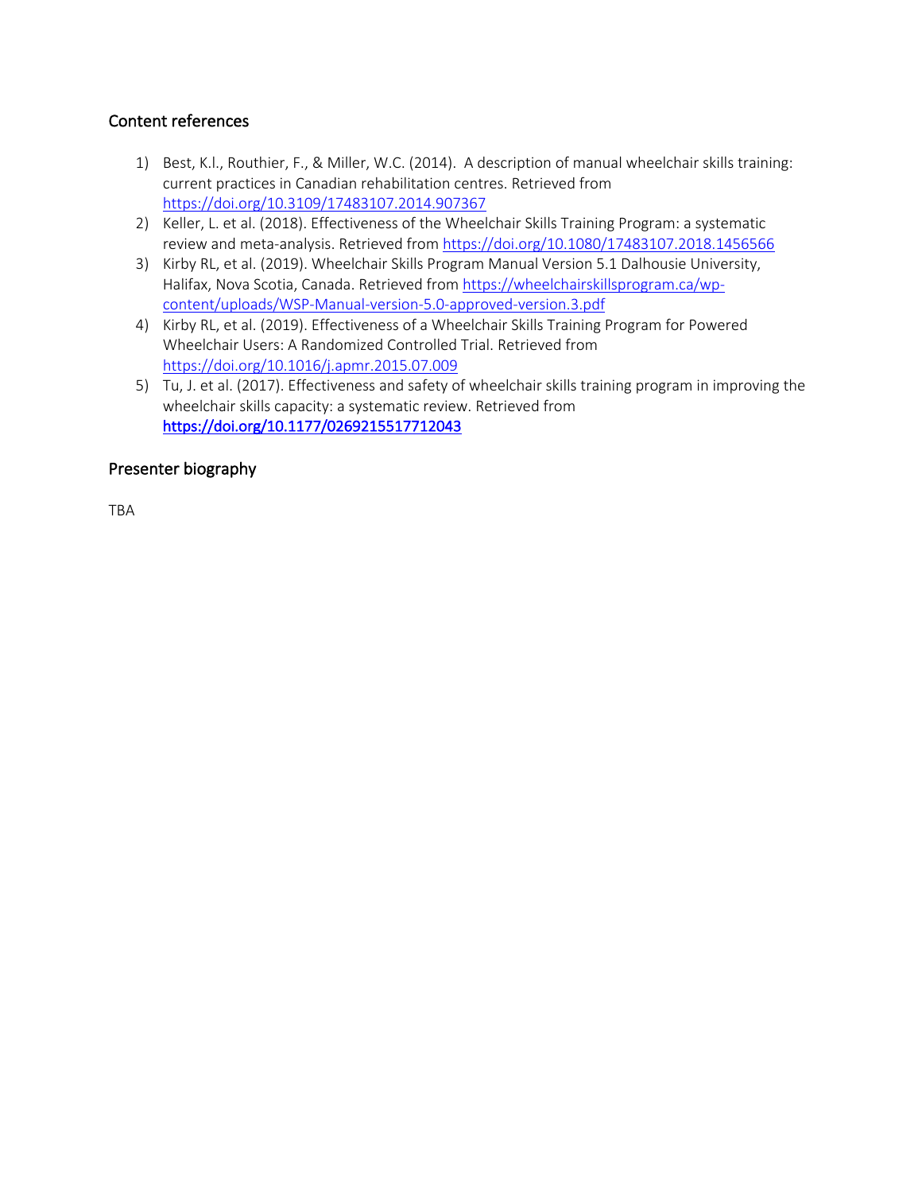## Content references

1) Best, K.l., Routhier, F., & Miller, W.C. (2014). A description of manual wheelchair skills training: current practices in Canadian rehabilitation centres. Retrieved from https://doi.org/10.3109/17483107.2014.907367
2) Keller, L. et al. (2018). Effectiveness of the Wheelchair Skills Training Program: a systematic review and meta-analysis. Retrieved from https://doi.org/10.1080/17483107.2018.1456566
3) Kirby RL, et al. (2019). Wheelchair Skills Program Manual Version 5.1 Dalhousie University, Halifax, Nova Scotia, Canada. Retrieved from https://wheelchairskillsprogram.ca/wp-content/uploads/WSP-Manual-version-5.0-approved-version.3.pdf
4) Kirby RL, et al. (2019). Effectiveness of a Wheelchair Skills Training Program for Powered Wheelchair Users: A Randomized Controlled Trial. Retrieved from https://doi.org/10.1016/j.apmr.2015.07.009
5) Tu, J. et al. (2017). Effectiveness and safety of wheelchair skills training program in improving the wheelchair skills capacity: a systematic review. Retrieved from **https://doi.org/10.1177/0269215517712043**

## Presenter biography

TBA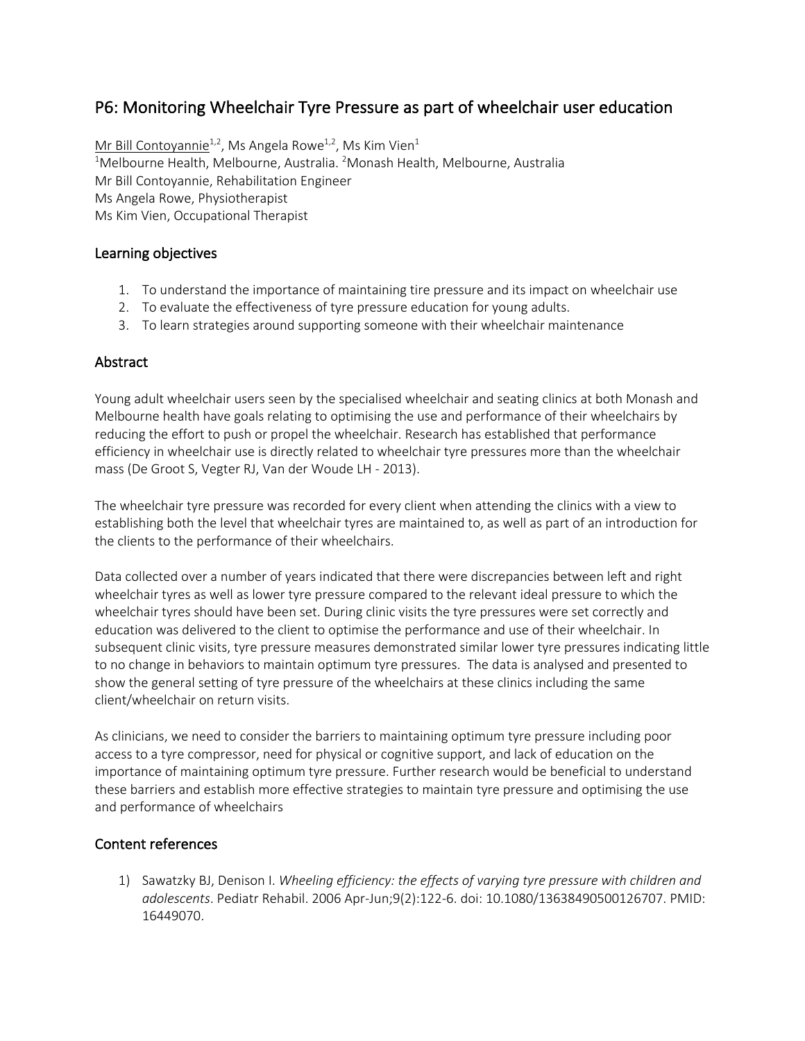# P6: Monitoring Wheelchair Tyre Pressure as part of wheelchair user education

Mr Bill Contoyannie[1,2], Ms Angela Rowe[1,2], Ms Kim Vien[1]
[1]Melbourne Health, Melbourne, Australia. [2]Monash Health, Melbourne, Australia
Mr Bill Contoyannie, Rehabilitation Engineer
Ms Angela Rowe, Physiotherapist
Ms Kim Vien, Occupational Therapist

## Learning objectives

1. To understand the importance of maintaining tire pressure and its impact on wheelchair use
2. To evaluate the effectiveness of tyre pressure education for young adults.
3. To learn strategies around supporting someone with their wheelchair maintenance

## Abstract

Young adult wheelchair users seen by the specialised wheelchair and seating clinics at both Monash and Melbourne health have goals relating to optimising the use and performance of their wheelchairs by reducing the effort to push or propel the wheelchair. Research has established that performance efficiency in wheelchair use is directly related to wheelchair tyre pressures more than the wheelchair mass (De Groot S, Vegter RJ, Van der Woude LH - 2013).

The wheelchair tyre pressure was recorded for every client when attending the clinics with a view to establishing both the level that wheelchair tyres are maintained to, as well as part of an introduction for the clients to the performance of their wheelchairs.

Data collected over a number of years indicated that there were discrepancies between left and right wheelchair tyres as well as lower tyre pressure compared to the relevant ideal pressure to which the wheelchair tyres should have been set. During clinic visits the tyre pressures were set correctly and education was delivered to the client to optimise the performance and use of their wheelchair. In subsequent clinic visits, tyre pressure measures demonstrated similar lower tyre pressures indicating little to no change in behaviors to maintain optimum tyre pressures. The data is analysed and presented to show the general setting of tyre pressure of the wheelchairs at these clinics including the same client/wheelchair on return visits.

As clinicians, we need to consider the barriers to maintaining optimum tyre pressure including poor access to a tyre compressor, need for physical or cognitive support, and lack of education on the importance of maintaining optimum tyre pressure. Further research would be beneficial to understand these barriers and establish more effective strategies to maintain tyre pressure and optimising the use and performance of wheelchairs

## Content references

1) Sawatzky BJ, Denison I. *Wheeling efficiency: the effects of varying tyre pressure with children and adolescents*. Pediatr Rehabil. 2006 Apr-Jun;9(2):122-6. doi: 10.1080/13638490500126707. PMID: 16449070.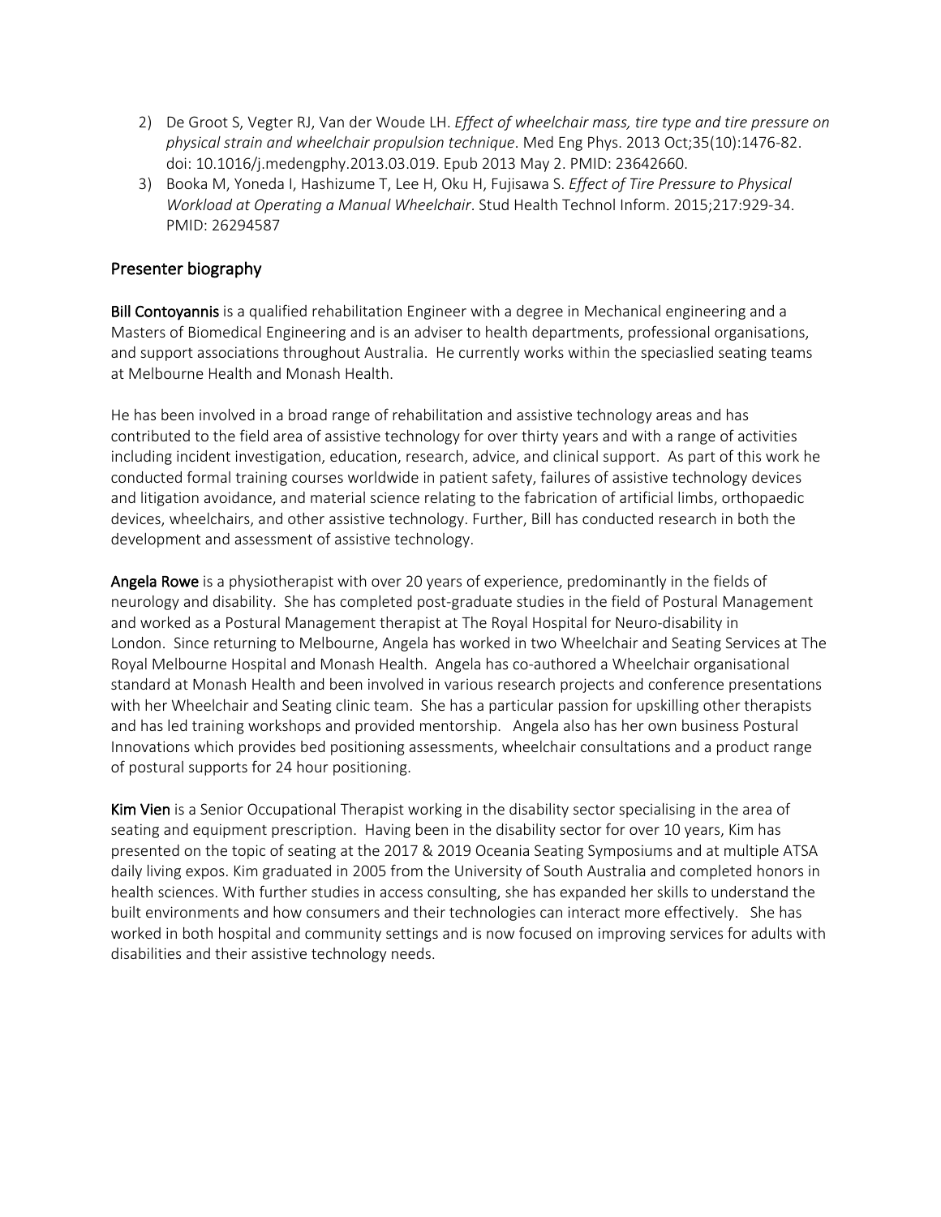2) De Groot S, Vegter RJ, Van der Woude LH. *Effect of wheelchair mass, tire type and tire pressure on physical strain and wheelchair propulsion technique*. Med Eng Phys. 2013 Oct;35(10):1476-82. doi: 10.1016/j.medengphy.2013.03.019. Epub 2013 May 2. PMID: 23642660.
3) Booka M, Yoneda I, Hashizume T, Lee H, Oku H, Fujisawa S. *Effect of Tire Pressure to Physical Workload at Operating a Manual Wheelchair*. Stud Health Technol Inform. 2015;217:929-34. PMID: 26294587

## Presenter biography

**Bill Contoyannis** is a qualified rehabilitation Engineer with a degree in Mechanical engineering and a Masters of Biomedical Engineering and is an adviser to health departments, professional organisations, and support associations throughout Australia. He currently works within the speciaslied seating teams at Melbourne Health and Monash Health.

He has been involved in a broad range of rehabilitation and assistive technology areas and has contributed to the field area of assistive technology for over thirty years and with a range of activities including incident investigation, education, research, advice, and clinical support. As part of this work he conducted formal training courses worldwide in patient safety, failures of assistive technology devices and litigation avoidance, and material science relating to the fabrication of artificial limbs, orthopaedic devices, wheelchairs, and other assistive technology. Further, Bill has conducted research in both the development and assessment of assistive technology.

**Angela Rowe** is a physiotherapist with over 20 years of experience, predominantly in the fields of neurology and disability. She has completed post-graduate studies in the field of Postural Management and worked as a Postural Management therapist at The Royal Hospital for Neuro-disability in London. Since returning to Melbourne, Angela has worked in two Wheelchair and Seating Services at The Royal Melbourne Hospital and Monash Health. Angela has co-authored a Wheelchair organisational standard at Monash Health and been involved in various research projects and conference presentations with her Wheelchair and Seating clinic team. She has a particular passion for upskilling other therapists and has led training workshops and provided mentorship. Angela also has her own business Postural Innovations which provides bed positioning assessments, wheelchair consultations and a product range of postural supports for 24 hour positioning.

**Kim Vien** is a Senior Occupational Therapist working in the disability sector specialising in the area of seating and equipment prescription. Having been in the disability sector for over 10 years, Kim has presented on the topic of seating at the 2017 & 2019 Oceania Seating Symposiums and at multiple ATSA daily living expos. Kim graduated in 2005 from the University of South Australia and completed honors in health sciences. With further studies in access consulting, she has expanded her skills to understand the built environments and how consumers and their technologies can interact more effectively. She has worked in both hospital and community settings and is now focused on improving services for adults with disabilities and their assistive technology needs.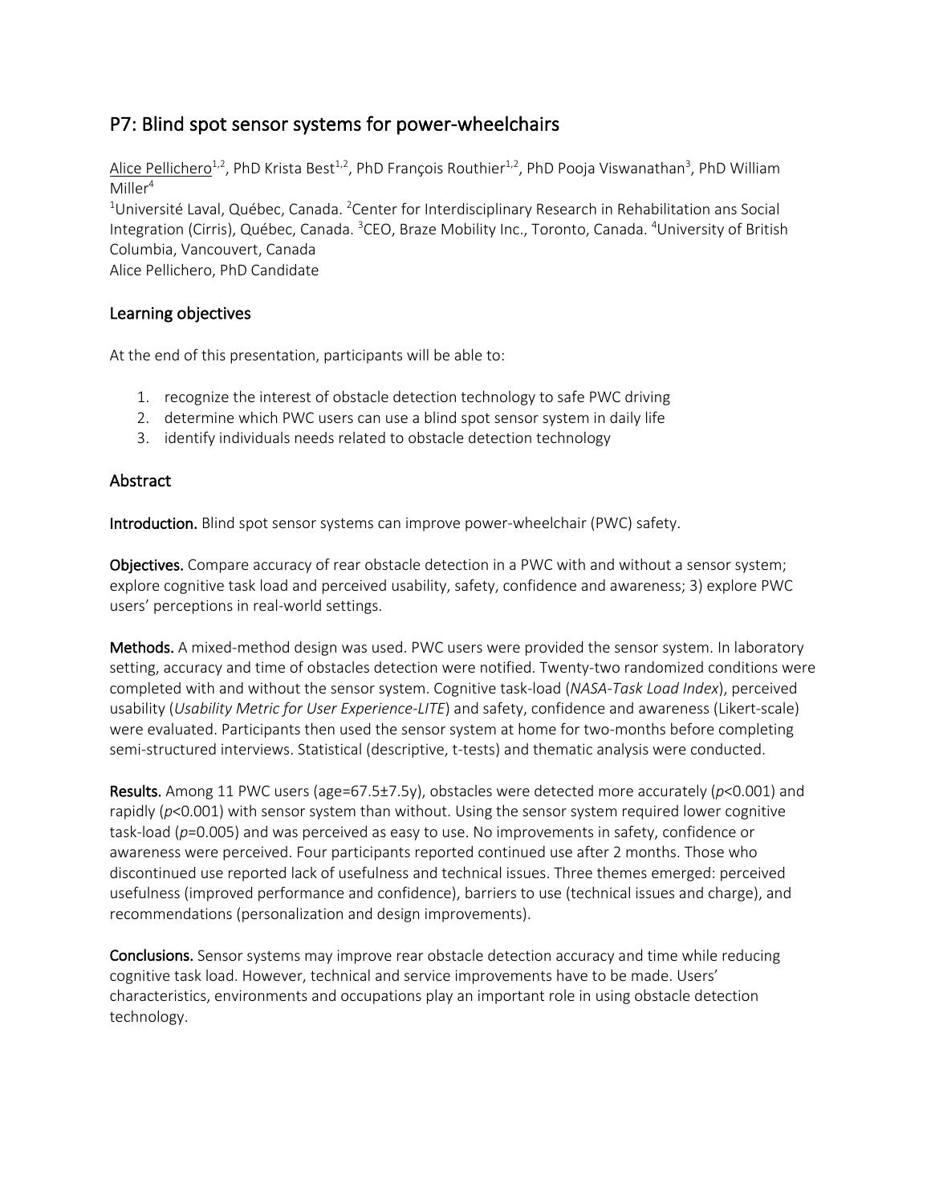# P7: Blind spot sensor systems for power-wheelchairs

Alice Pellichero[1,2], PhD Krista Best[1,2], PhD François Routhier[1,2], PhD Pooja Viswanathan[3], PhD William Miller[4]

[1]Université Laval, Québec, Canada. [2]Center for Interdisciplinary Research in Rehabilitation ans Social Integration (Cirris), Québec, Canada. [3]CEO, Braze Mobility Inc., Toronto, Canada. [4]University of British Columbia, Vancouvert, Canada

Alice Pellichero, PhD Candidate

## Learning objectives

At the end of this presentation, participants will be able to:

1. recognize the interest of obstacle detection technology to safe PWC driving
2. determine which PWC users can use a blind spot sensor system in daily life
3. identify individuals needs related to obstacle detection technology

## Abstract

**Introduction.** Blind spot sensor systems can improve power-wheelchair (PWC) safety.

**Objectives.** Compare accuracy of rear obstacle detection in a PWC with and without a sensor system; explore cognitive task load and perceived usability, safety, confidence and awareness; 3) explore PWC users' perceptions in real-world settings.

**Methods.** A mixed-method design was used. PWC users were provided the sensor system. In laboratory setting, accuracy and time of obstacles detection were notified. Twenty-two randomized conditions were completed with and without the sensor system. Cognitive task-load (*NASA-Task Load Index*), perceived usability (*Usability Metric for User Experience-LITE*) and safety, confidence and awareness (Likert-scale) were evaluated. Participants then used the sensor system at home for two-months before completing semi-structured interviews. Statistical (descriptive, t-tests) and thematic analysis were conducted.

**Results.** Among 11 PWC users (age=67.5±7.5y), obstacles were detected more accurately ($p<0.001$) and rapidly ($p<0.001$) with sensor system than without. Using the sensor system required lower cognitive task-load ($p=0.005$) and was perceived as easy to use. No improvements in safety, confidence or awareness were perceived. Four participants reported continued use after 2 months. Those who discontinued use reported lack of usefulness and technical issues. Three themes emerged: perceived usefulness (improved performance and confidence), barriers to use (technical issues and charge), and recommendations (personalization and design improvements).

**Conclusions.** Sensor systems may improve rear obstacle detection accuracy and time while reducing cognitive task load. However, technical and service improvements have to be made. Users' characteristics, environments and occupations play an important role in using obstacle detection technology.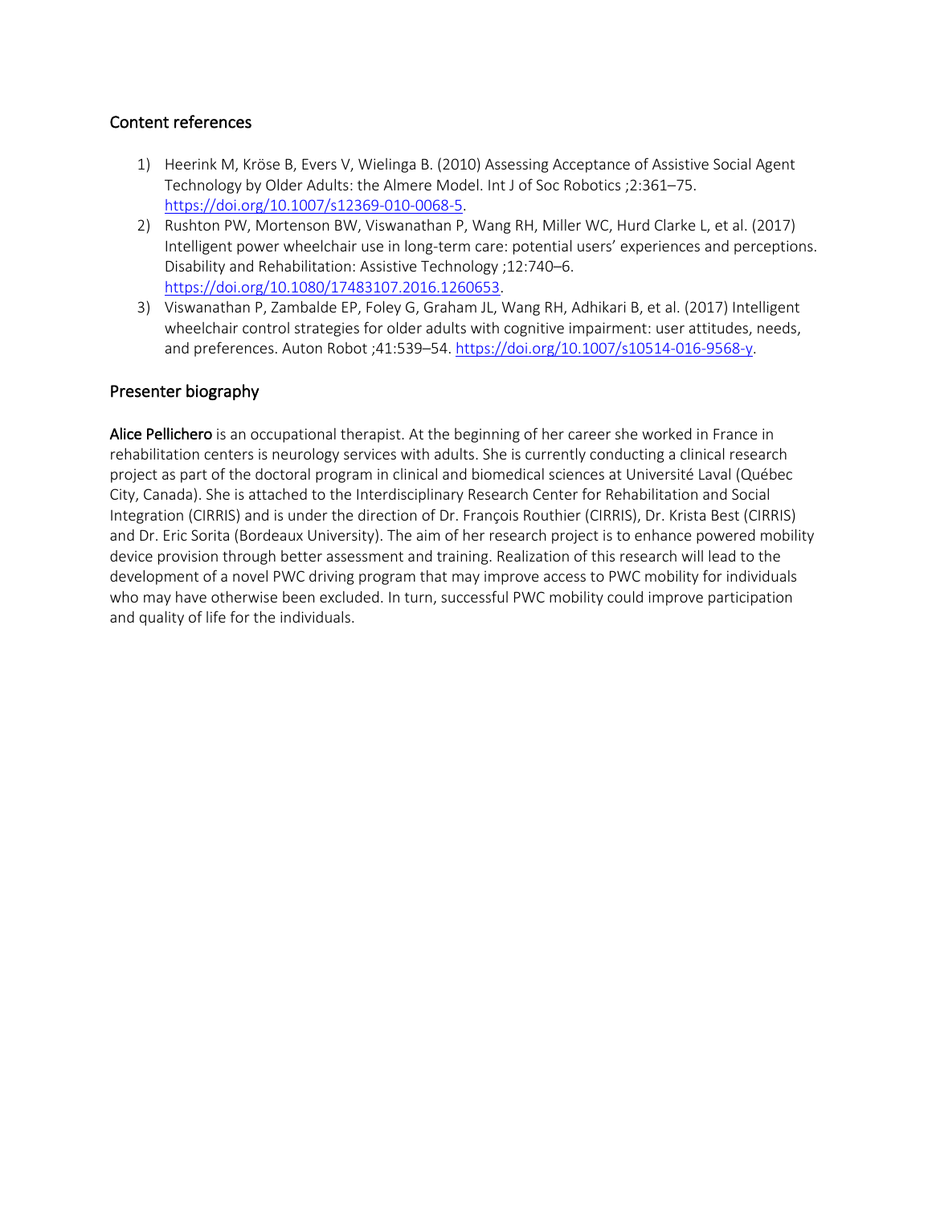## Content references

1) Heerink M, Kröse B, Evers V, Wielinga B. (2010) Assessing Acceptance of Assistive Social Agent Technology by Older Adults: the Almere Model. Int J of Soc Robotics ;2:361–75. https://doi.org/10.1007/s12369-010-0068-5.
2) Rushton PW, Mortenson BW, Viswanathan P, Wang RH, Miller WC, Hurd Clarke L, et al. (2017) Intelligent power wheelchair use in long-term care: potential users' experiences and perceptions. Disability and Rehabilitation: Assistive Technology ;12:740–6. https://doi.org/10.1080/17483107.2016.1260653.
3) Viswanathan P, Zambalde EP, Foley G, Graham JL, Wang RH, Adhikari B, et al. (2017) Intelligent wheelchair control strategies for older adults with cognitive impairment: user attitudes, needs, and preferences. Auton Robot ;41:539–54. https://doi.org/10.1007/s10514-016-9568-y.

## Presenter biography

**Alice Pellichero** is an occupational therapist. At the beginning of her career she worked in France in rehabilitation centers is neurology services with adults. She is currently conducting a clinical research project as part of the doctoral program in clinical and biomedical sciences at Université Laval (Québec City, Canada). She is attached to the Interdisciplinary Research Center for Rehabilitation and Social Integration (CIRRIS) and is under the direction of Dr. François Routhier (CIRRIS), Dr. Krista Best (CIRRIS) and Dr. Eric Sorita (Bordeaux University). The aim of her research project is to enhance powered mobility device provision through better assessment and training. Realization of this research will lead to the development of a novel PWC driving program that may improve access to PWC mobility for individuals who may have otherwise been excluded. In turn, successful PWC mobility could improve participation and quality of life for the individuals.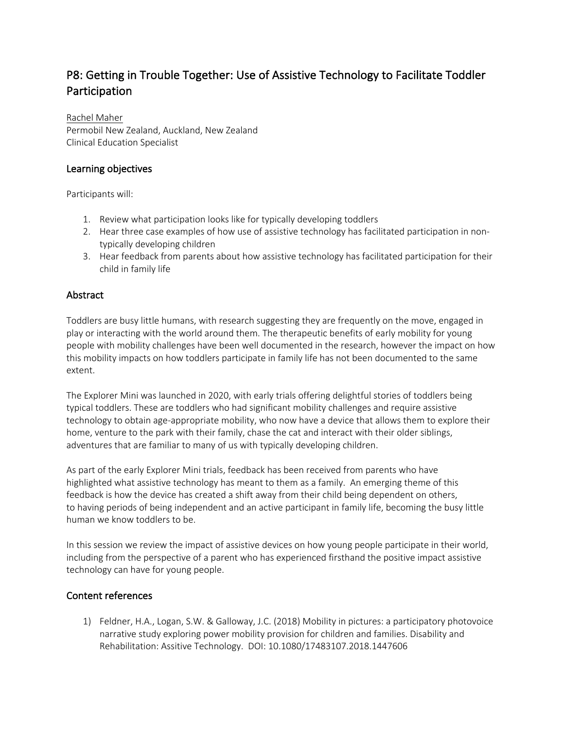# P8: Getting in Trouble Together: Use of Assistive Technology to Facilitate Toddler Participation

Rachel Maher
Permobil New Zealand, Auckland, New Zealand
Clinical Education Specialist

## Learning objectives

Participants will:

1. Review what participation looks like for typically developing toddlers
2. Hear three case examples of how use of assistive technology has facilitated participation in non-typically developing children
3. Hear feedback from parents about how assistive technology has facilitated participation for their child in family life

## Abstract

Toddlers are busy little humans, with research suggesting they are frequently on the move, engaged in play or interacting with the world around them. The therapeutic benefits of early mobility for young people with mobility challenges have been well documented in the research, however the impact on how this mobility impacts on how toddlers participate in family life has not been documented to the same extent.

The Explorer Mini was launched in 2020, with early trials offering delightful stories of toddlers being typical toddlers. These are toddlers who had significant mobility challenges and require assistive technology to obtain age-appropriate mobility, who now have a device that allows them to explore their home, venture to the park with their family, chase the cat and interact with their older siblings, adventures that are familiar to many of us with typically developing children.

As part of the early Explorer Mini trials, feedback has been received from parents who have highlighted what assistive technology has meant to them as a family. An emerging theme of this feedback is how the device has created a shift away from their child being dependent on others, to having periods of being independent and an active participant in family life, becoming the busy little human we know toddlers to be.

In this session we review the impact of assistive devices on how young people participate in their world, including from the perspective of a parent who has experienced firsthand the positive impact assistive technology can have for young people.

## Content references

1) Feldner, H.A., Logan, S.W. & Galloway, J.C. (2018) Mobility in pictures: a participatory photovoice narrative study exploring power mobility provision for children and families. Disability and Rehabilitation: Assitive Technology. DOI: 10.1080/17483107.2018.1447606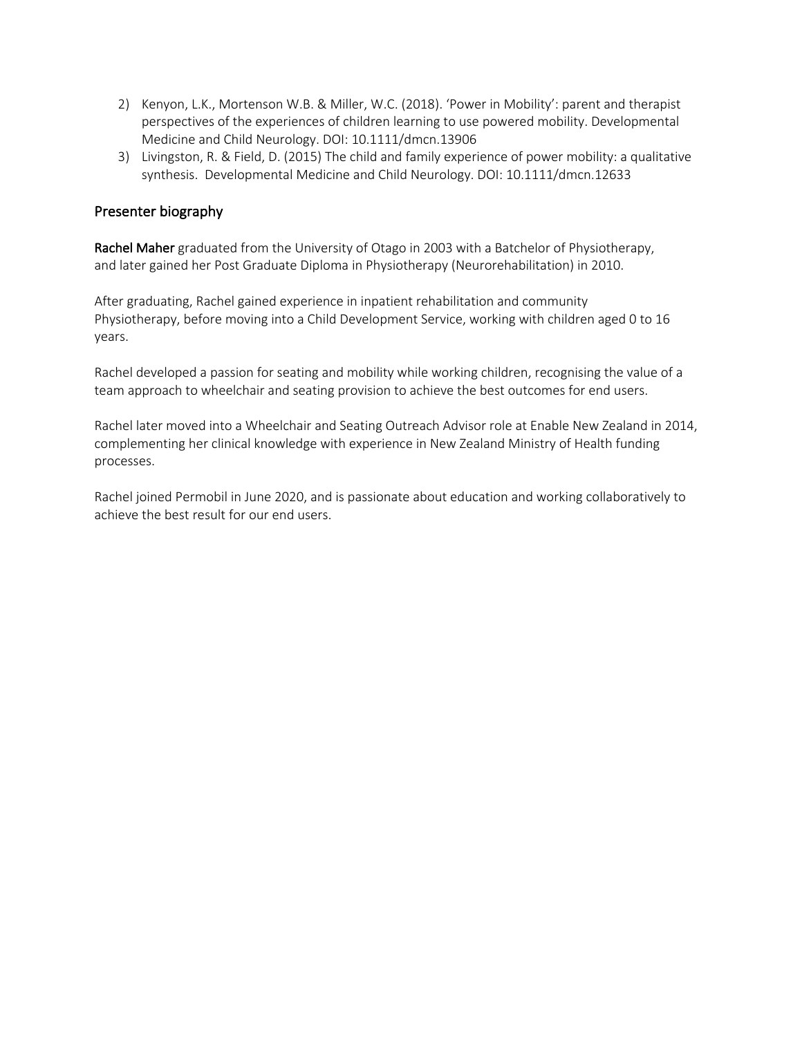2) Kenyon, L.K., Mortenson W.B. & Miller, W.C. (2018). 'Power in Mobility': parent and therapist perspectives of the experiences of children learning to use powered mobility. Developmental Medicine and Child Neurology. DOI: 10.1111/dmcn.13906
3) Livingston, R. & Field, D. (2015) The child and family experience of power mobility: a qualitative synthesis. Developmental Medicine and Child Neurology. DOI: 10.1111/dmcn.12633

## Presenter biography

**Rachel Maher** graduated from the University of Otago in 2003 with a Batchelor of Physiotherapy, and later gained her Post Graduate Diploma in Physiotherapy (Neurorehabilitation) in 2010.

After graduating, Rachel gained experience in inpatient rehabilitation and community Physiotherapy, before moving into a Child Development Service, working with children aged 0 to 16 years.

Rachel developed a passion for seating and mobility while working children, recognising the value of a team approach to wheelchair and seating provision to achieve the best outcomes for end users.

Rachel later moved into a Wheelchair and Seating Outreach Advisor role at Enable New Zealand in 2014, complementing her clinical knowledge with experience in New Zealand Ministry of Health funding processes.

Rachel joined Permobil in June 2020, and is passionate about education and working collaboratively to achieve the best result for our end users.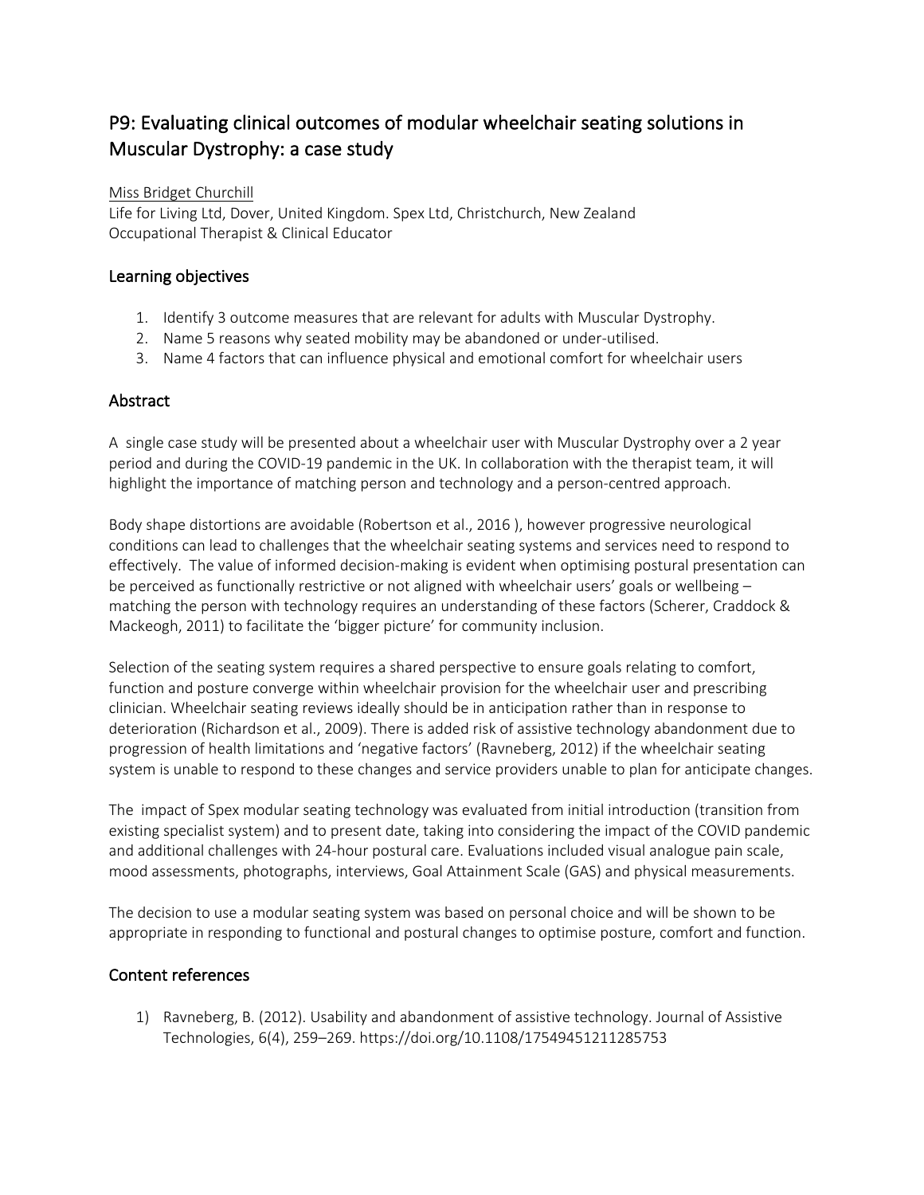# P9: Evaluating clinical outcomes of modular wheelchair seating solutions in Muscular Dystrophy: a case study

Miss Bridget Churchill
Life for Living Ltd, Dover, United Kingdom. Spex Ltd, Christchurch, New Zealand
Occupational Therapist & Clinical Educator

## Learning objectives

1. Identify 3 outcome measures that are relevant for adults with Muscular Dystrophy.
2. Name 5 reasons why seated mobility may be abandoned or under-utilised.
3. Name 4 factors that can influence physical and emotional comfort for wheelchair users

## Abstract

A single case study will be presented about a wheelchair user with Muscular Dystrophy over a 2 year period and during the COVID-19 pandemic in the UK. In collaboration with the therapist team, it will highlight the importance of matching person and technology and a person-centred approach.

Body shape distortions are avoidable (Robertson et al., 2016 ), however progressive neurological conditions can lead to challenges that the wheelchair seating systems and services need to respond to effectively. The value of informed decision-making is evident when optimising postural presentation can be perceived as functionally restrictive or not aligned with wheelchair users' goals or wellbeing – matching the person with technology requires an understanding of these factors (Scherer, Craddock & Mackeogh, 2011) to facilitate the 'bigger picture' for community inclusion.

Selection of the seating system requires a shared perspective to ensure goals relating to comfort, function and posture converge within wheelchair provision for the wheelchair user and prescribing clinician. Wheelchair seating reviews ideally should be in anticipation rather than in response to deterioration (Richardson et al., 2009). There is added risk of assistive technology abandonment due to progression of health limitations and 'negative factors' (Ravneberg, 2012) if the wheelchair seating system is unable to respond to these changes and service providers unable to plan for anticipate changes.

The impact of Spex modular seating technology was evaluated from initial introduction (transition from existing specialist system) and to present date, taking into considering the impact of the COVID pandemic and additional challenges with 24-hour postural care. Evaluations included visual analogue pain scale, mood assessments, photographs, interviews, Goal Attainment Scale (GAS) and physical measurements.

The decision to use a modular seating system was based on personal choice and will be shown to be appropriate in responding to functional and postural changes to optimise posture, comfort and function.

## Content references

1) Ravneberg, B. (2012). Usability and abandonment of assistive technology. Journal of Assistive Technologies, 6(4), 259–269. https://doi.org/10.1108/17549451211285753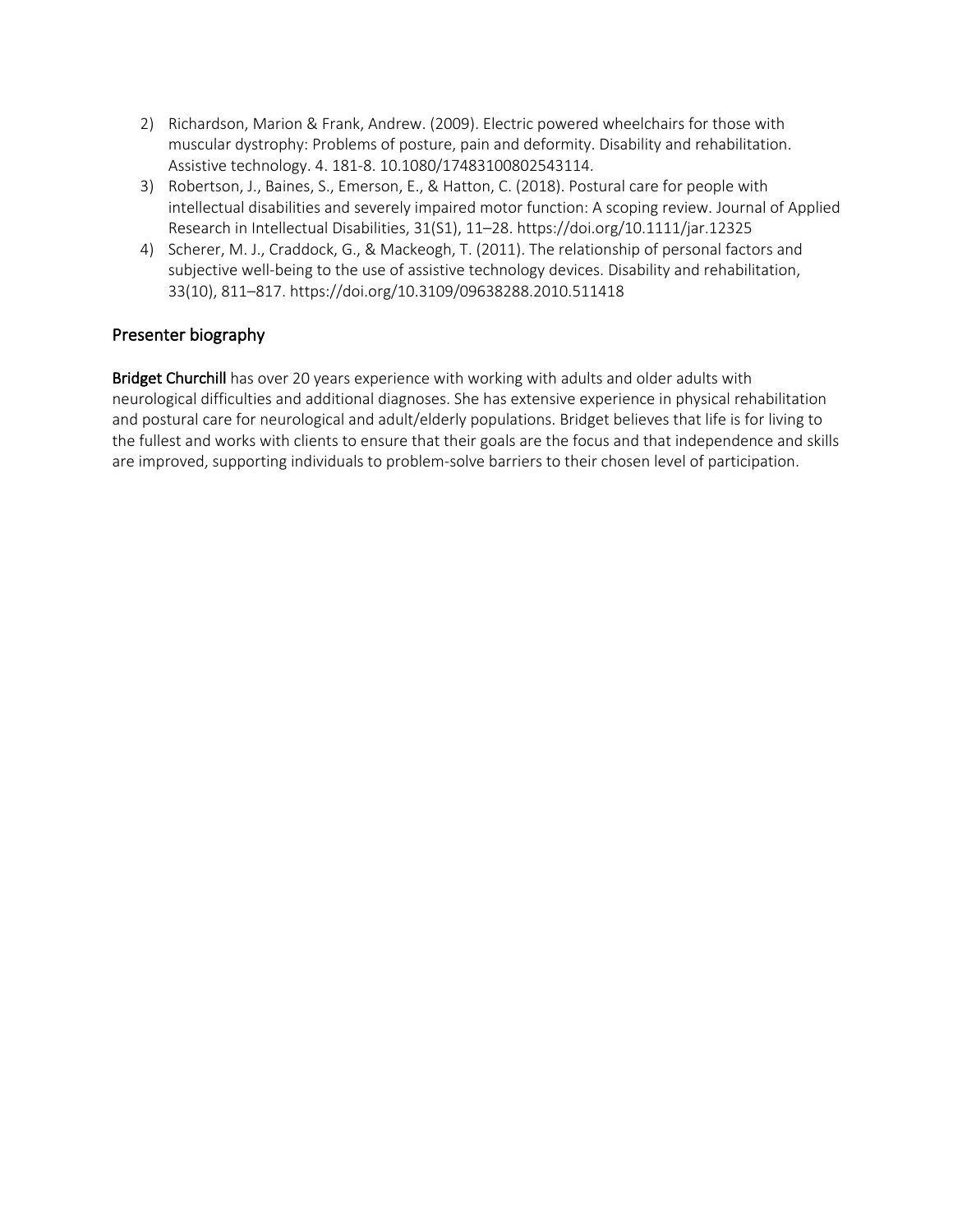2) Richardson, Marion & Frank, Andrew. (2009). Electric powered wheelchairs for those with muscular dystrophy: Problems of posture, pain and deformity. Disability and rehabilitation. Assistive technology. 4. 181-8. 10.1080/17483100802543114.
3) Robertson, J., Baines, S., Emerson, E., & Hatton, C. (2018). Postural care for people with intellectual disabilities and severely impaired motor function: A scoping review. Journal of Applied Research in Intellectual Disabilities, 31(S1), 11–28. https://doi.org/10.1111/jar.12325
4) Scherer, M. J., Craddock, G., & Mackeogh, T. (2011). The relationship of personal factors and subjective well-being to the use of assistive technology devices. Disability and rehabilitation, 33(10), 811–817. https://doi.org/10.3109/09638288.2010.511418

## Presenter biography

**Bridget Churchill** has over 20 years experience with working with adults and older adults with neurological difficulties and additional diagnoses. She has extensive experience in physical rehabilitation and postural care for neurological and adult/elderly populations. Bridget believes that life is for living to the fullest and works with clients to ensure that their goals are the focus and that independence and skills are improved, supporting individuals to problem-solve barriers to their chosen level of participation.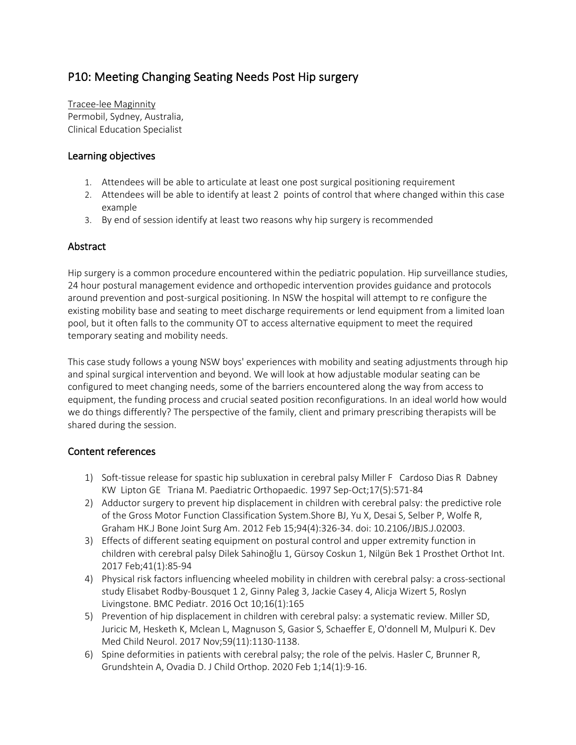# P10: Meeting Changing Seating Needs Post Hip surgery

Tracee-lee Maginnity
Permobil, Sydney, Australia,
Clinical Education Specialist

## Learning objectives

1. Attendees will be able to articulate at least one post surgical positioning requirement
2. Attendees will be able to identify at least 2 points of control that where changed within this case example
3. By end of session identify at least two reasons why hip surgery is recommended

## Abstract

Hip surgery is a common procedure encountered within the pediatric population. Hip surveillance studies, 24 hour postural management evidence and orthopedic intervention provides guidance and protocols around prevention and post-surgical positioning. In NSW the hospital will attempt to re configure the existing mobility base and seating to meet discharge requirements or lend equipment from a limited loan pool, but it often falls to the community OT to access alternative equipment to meet the required temporary seating and mobility needs.

This case study follows a young NSW boys' experiences with mobility and seating adjustments through hip and spinal surgical intervention and beyond. We will look at how adjustable modular seating can be configured to meet changing needs, some of the barriers encountered along the way from access to equipment, the funding process and crucial seated position reconfigurations. In an ideal world how would we do things differently? The perspective of the family, client and primary prescribing therapists will be shared during the session.

## Content references

1) Soft-tissue release for spastic hip subluxation in cerebral palsy Miller F Cardoso Dias R Dabney KW Lipton GE Triana M. Paediatric Orthopaedic. 1997 Sep-Oct;17(5):571-84
2) Adductor surgery to prevent hip displacement in children with cerebral palsy: the predictive role of the Gross Motor Function Classification System.Shore BJ, Yu X, Desai S, Selber P, Wolfe R, Graham HK.J Bone Joint Surg Am. 2012 Feb 15;94(4):326-34. doi: 10.2106/JBJS.J.02003.
3) Effects of different seating equipment on postural control and upper extremity function in children with cerebral palsy Dilek Sahinoğlu 1, Gürsoy Coskun 1, Nilgün Bek 1 Prosthet Orthot Int. 2017 Feb;41(1):85-94
4) Physical risk factors influencing wheeled mobility in children with cerebral palsy: a cross-sectional study Elisabet Rodby-Bousquet 1 2, Ginny Paleg 3, Jackie Casey 4, Alicja Wizert 5, Roslyn Livingstone. BMC Pediatr. 2016 Oct 10;16(1):165
5) Prevention of hip displacement in children with cerebral palsy: a systematic review. Miller SD, Juricic M, Hesketh K, Mclean L, Magnuson S, Gasior S, Schaeffer E, O'donnell M, Mulpuri K. Dev Med Child Neurol. 2017 Nov;59(11):1130-1138.
6) Spine deformities in patients with cerebral palsy; the role of the pelvis. Hasler C, Brunner R, Grundshtein A, Ovadia D. J Child Orthop. 2020 Feb 1;14(1):9-16.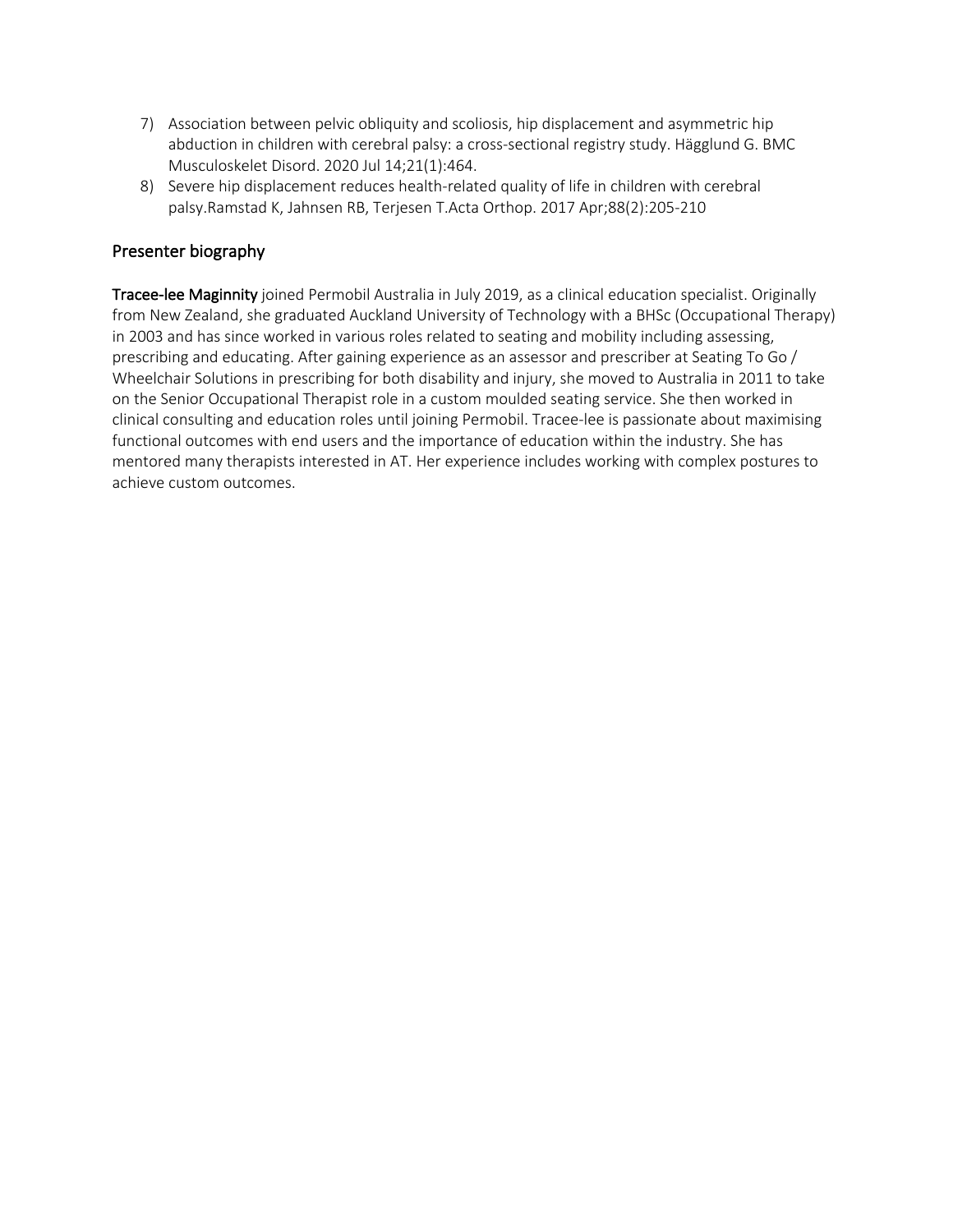7) Association between pelvic obliquity and scoliosis, hip displacement and asymmetric hip abduction in children with cerebral palsy: a cross-sectional registry study. Hägglund G. BMC Musculoskelet Disord. 2020 Jul 14;21(1):464.
8) Severe hip displacement reduces health-related quality of life in children with cerebral palsy.Ramstad K, Jahnsen RB, Terjesen T.Acta Orthop. 2017 Apr;88(2):205-210

## Presenter biography

**Tracee-lee Maginnity** joined Permobil Australia in July 2019, as a clinical education specialist. Originally from New Zealand, she graduated Auckland University of Technology with a BHSc (Occupational Therapy) in 2003 and has since worked in various roles related to seating and mobility including assessing, prescribing and educating. After gaining experience as an assessor and prescriber at Seating To Go / Wheelchair Solutions in prescribing for both disability and injury, she moved to Australia in 2011 to take on the Senior Occupational Therapist role in a custom moulded seating service. She then worked in clinical consulting and education roles until joining Permobil. Tracee-lee is passionate about maximising functional outcomes with end users and the importance of education within the industry. She has mentored many therapists interested in AT. Her experience includes working with complex postures to achieve custom outcomes.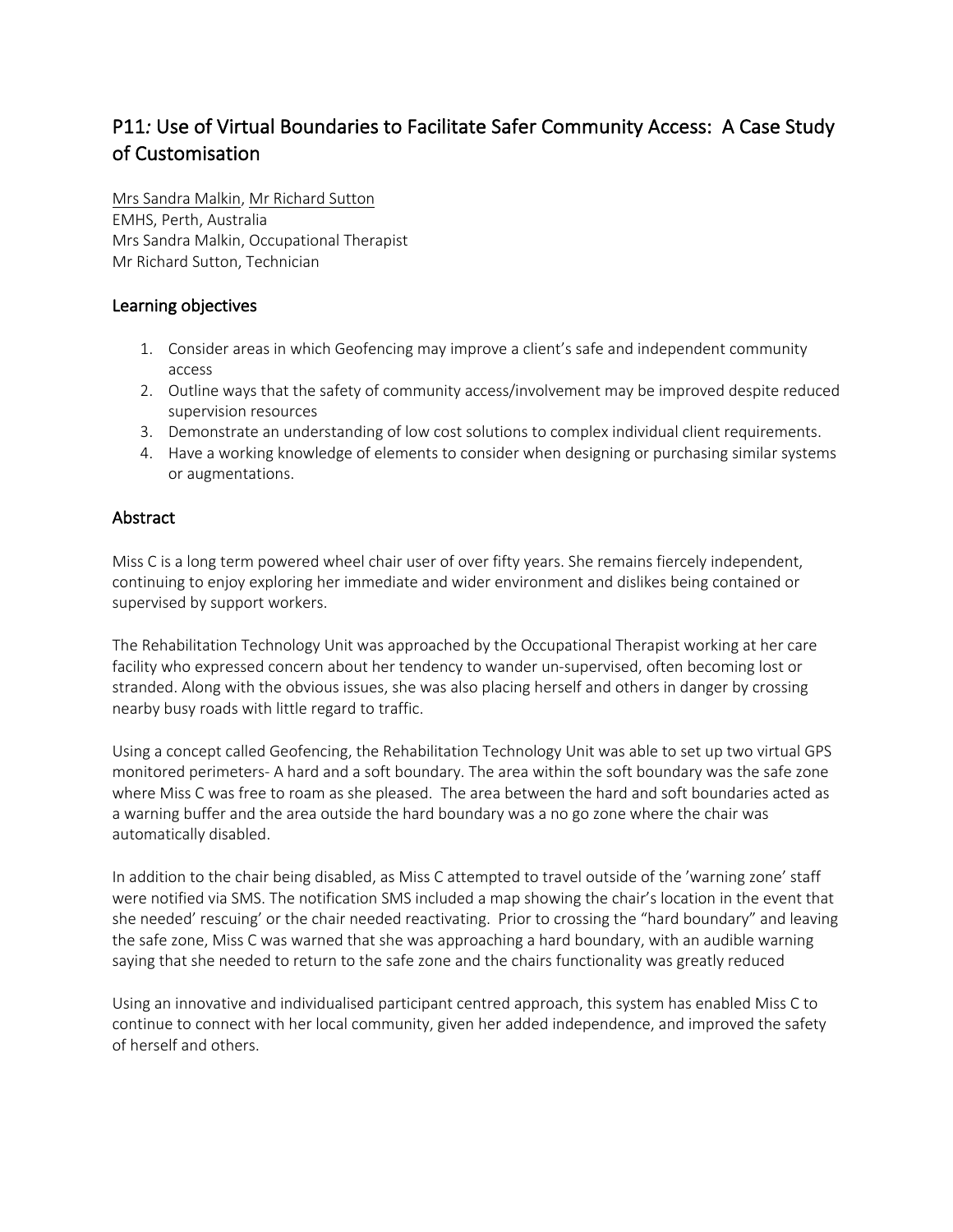# P11*:* Use of Virtual Boundaries to Facilitate Safer Community Access: A Case Study of Customisation

Mrs Sandra Malkin, Mr Richard Sutton
EMHS, Perth, Australia
Mrs Sandra Malkin, Occupational Therapist
Mr Richard Sutton, Technician

## Learning objectives

1. Consider areas in which Geofencing may improve a client's safe and independent community access
2. Outline ways that the safety of community access/involvement may be improved despite reduced supervision resources
3. Demonstrate an understanding of low cost solutions to complex individual client requirements.
4. Have a working knowledge of elements to consider when designing or purchasing similar systems or augmentations.

## Abstract

Miss C is a long term powered wheel chair user of over fifty years. She remains fiercely independent, continuing to enjoy exploring her immediate and wider environment and dislikes being contained or supervised by support workers.

The Rehabilitation Technology Unit was approached by the Occupational Therapist working at her care facility who expressed concern about her tendency to wander un-supervised, often becoming lost or stranded. Along with the obvious issues, she was also placing herself and others in danger by crossing nearby busy roads with little regard to traffic.

Using a concept called Geofencing, the Rehabilitation Technology Unit was able to set up two virtual GPS monitored perimeters- A hard and a soft boundary. The area within the soft boundary was the safe zone where Miss C was free to roam as she pleased. The area between the hard and soft boundaries acted as a warning buffer and the area outside the hard boundary was a no go zone where the chair was automatically disabled.

In addition to the chair being disabled, as Miss C attempted to travel outside of the 'warning zone' staff were notified via SMS. The notification SMS included a map showing the chair's location in the event that she needed' rescuing' or the chair needed reactivating. Prior to crossing the "hard boundary" and leaving the safe zone, Miss C was warned that she was approaching a hard boundary, with an audible warning saying that she needed to return to the safe zone and the chairs functionality was greatly reduced

Using an innovative and individualised participant centred approach, this system has enabled Miss C to continue to connect with her local community, given her added independence, and improved the safety of herself and others.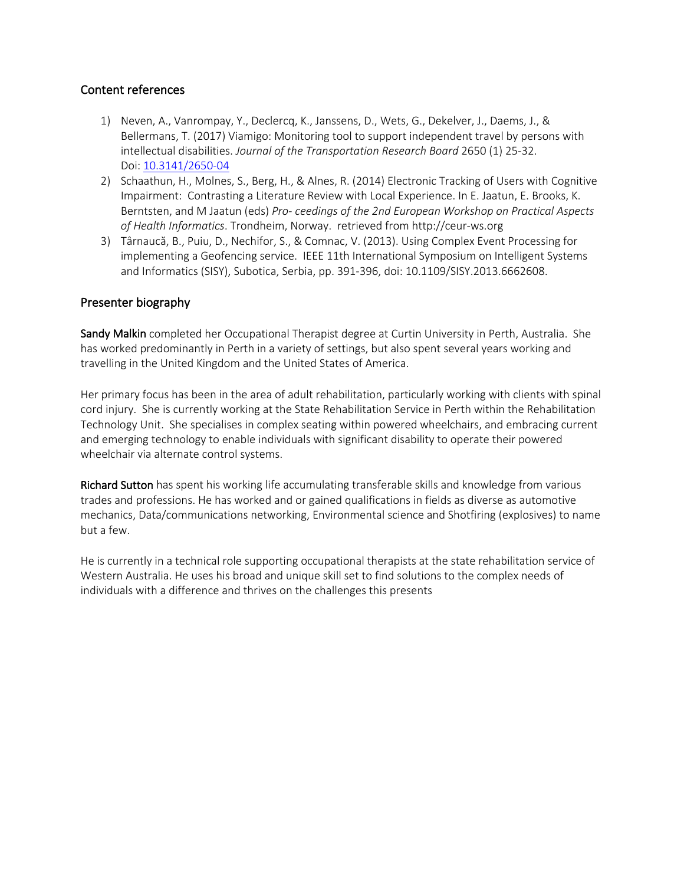## Content references

1) Neven, A., Vanrompay, Y., Declercq, K., Janssens, D., Wets, G., Dekelver, J., Daems, J., & Bellermans, T. (2017) Viamigo: Monitoring tool to support independent travel by persons with intellectual disabilities. *Journal of the Transportation Research Board* 2650 (1) 25-32. Doi: [10.3141/2650-04](https://doi.org/10.3141/2650-04)
2) Schaathun, H., Molnes, S., Berg, H., & Alnes, R. (2014) Electronic Tracking of Users with Cognitive Impairment: Contrasting a Literature Review with Local Experience. In E. Jaatun, E. Brooks, K. Berntsten, and M Jaatun (eds) *Pro- ceedings of the 2nd European Workshop on Practical Aspects of Health Informatics*. Trondheim, Norway. retrieved from http://ceur-ws.org
3) Târnaucă, B., Puiu, D., Nechifor, S., & Comnac, V. (2013). Using Complex Event Processing for implementing a Geofencing service. IEEE 11th International Symposium on Intelligent Systems and Informatics (SISY), Subotica, Serbia, pp. 391-396, doi: 10.1109/SISY.2013.6662608.

## Presenter biography

**Sandy Malkin** completed her Occupational Therapist degree at Curtin University in Perth, Australia. She has worked predominantly in Perth in a variety of settings, but also spent several years working and travelling in the United Kingdom and the United States of America.

Her primary focus has been in the area of adult rehabilitation, particularly working with clients with spinal cord injury. She is currently working at the State Rehabilitation Service in Perth within the Rehabilitation Technology Unit. She specialises in complex seating within powered wheelchairs, and embracing current and emerging technology to enable individuals with significant disability to operate their powered wheelchair via alternate control systems.

**Richard Sutton** has spent his working life accumulating transferable skills and knowledge from various trades and professions. He has worked and or gained qualifications in fields as diverse as automotive mechanics, Data/communications networking, Environmental science and Shotfiring (explosives) to name but a few.

He is currently in a technical role supporting occupational therapists at the state rehabilitation service of Western Australia. He uses his broad and unique skill set to find solutions to the complex needs of individuals with a difference and thrives on the challenges this presents